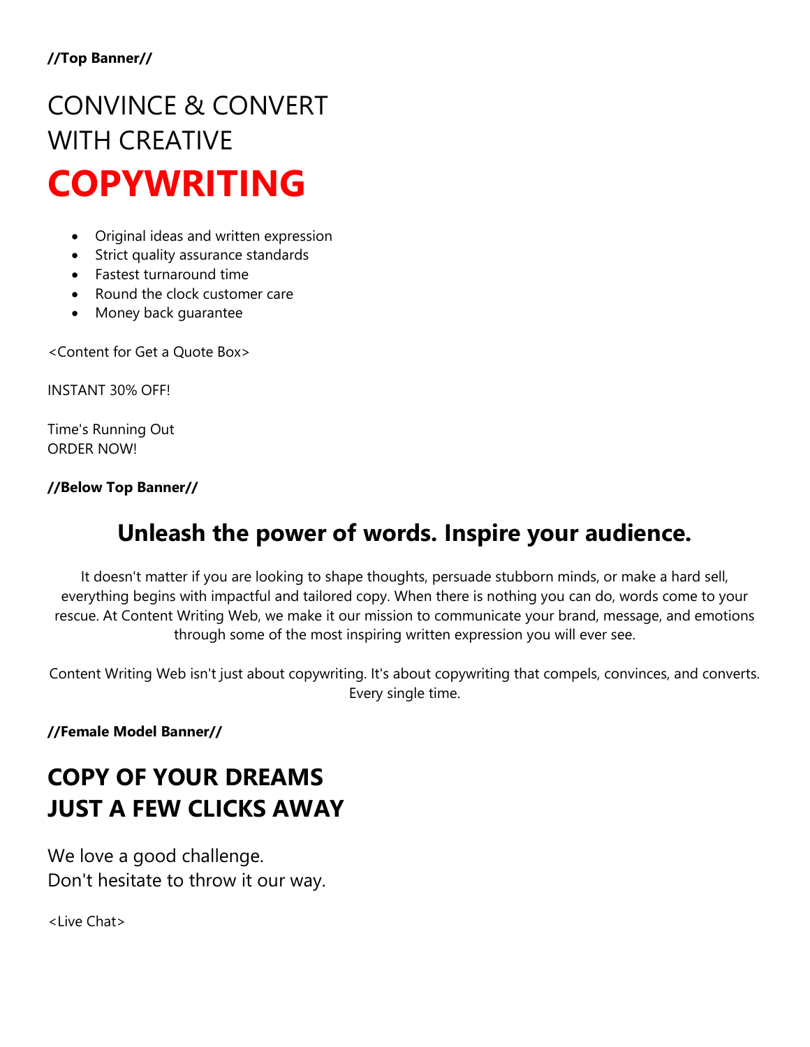**//Top Banner//**

# CONVINCE & CONVERT WITH CREATIVE **COPYWRITING**

- Original ideas and written expression
- Strict quality assurance standards
- Fastest turnaround time
- Round the clock customer care
- Money back guarantee

<Content for Get a Quote Box>

INSTANT 30% OFF!

Time's Running Out
ORDER NOW!

**//Below Top Banner//**

## Unleash the power of words. Inspire your audience.

It doesn't matter if you are looking to shape thoughts, persuade stubborn minds, or make a hard sell, everything begins with impactful and tailored copy. When there is nothing you can do, words come to your rescue. At Content Writing Web, we make it our mission to communicate your brand, message, and emotions through some of the most inspiring written expression you will ever see.

Content Writing Web isn't just about copywriting. It's about copywriting that compels, convinces, and converts. Every single time.

**//Female Model Banner//**

## COPY OF YOUR DREAMS JUST A FEW CLICKS AWAY

We love a good challenge.
Don't hesitate to throw it our way.

<Live Chat>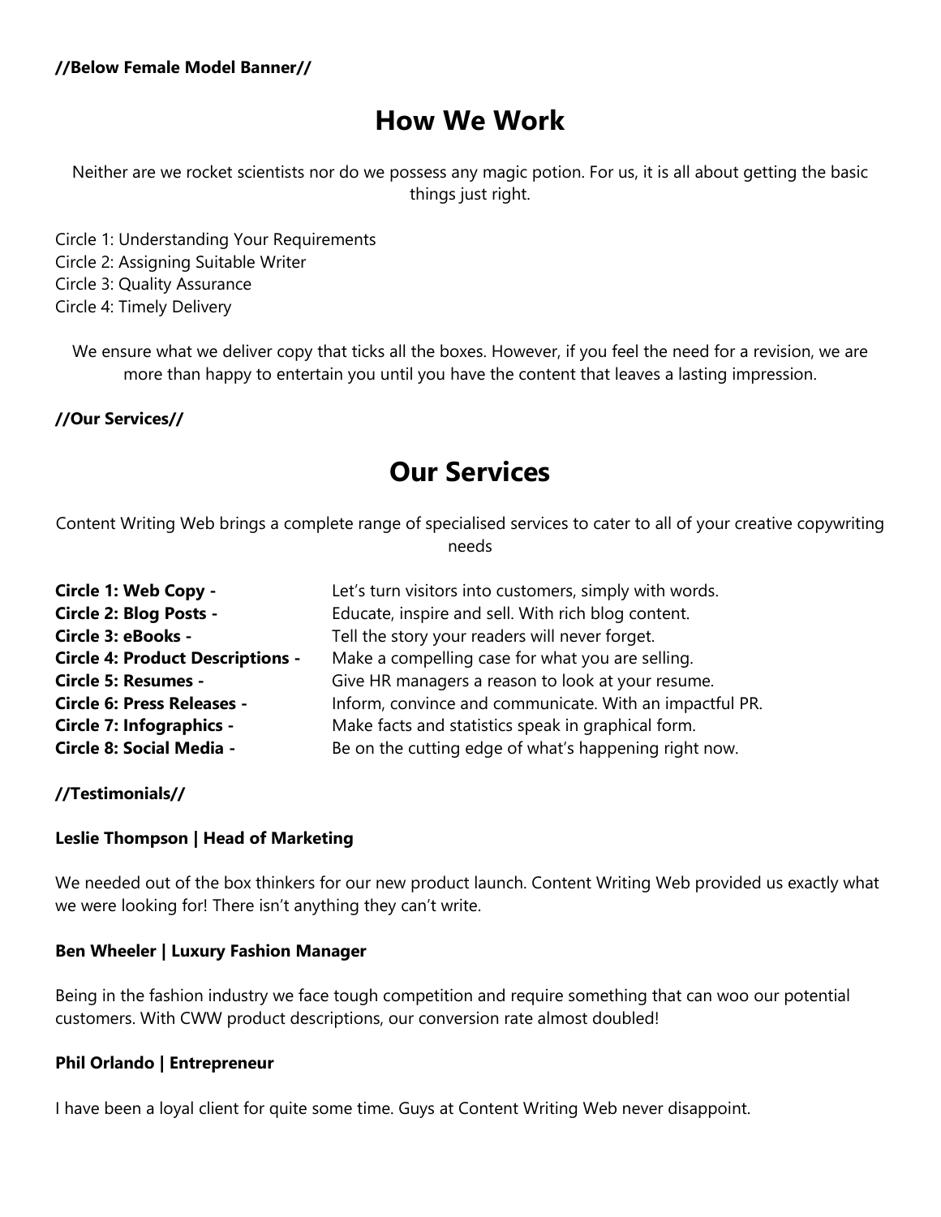**//Below Female Model Banner//**

# How We Work

Neither are we rocket scientists nor do we possess any magic potion. For us, it is all about getting the basic things just right.

Circle 1: Understanding Your Requirements
Circle 2: Assigning Suitable Writer
Circle 3: Quality Assurance
Circle 4: Timely Delivery

We ensure what we deliver copy that ticks all the boxes. However, if you feel the need for a revision, we are more than happy to entertain you until you have the content that leaves a lasting impression.

**//Our Services//**

# Our Services

Content Writing Web brings a complete range of specialised services to cater to all of your creative copywriting needs

**Circle 1: Web Copy -** Let's turn visitors into customers, simply with words.
**Circle 2: Blog Posts -** Educate, inspire and sell. With rich blog content.
**Circle 3: eBooks -** Tell the story your readers will never forget.
**Circle 4: Product Descriptions -** Make a compelling case for what you are selling.
**Circle 5: Resumes -** Give HR managers a reason to look at your resume.
**Circle 6: Press Releases -** Inform, convince and communicate. With an impactful PR.
**Circle 7: Infographics -** Make facts and statistics speak in graphical form.
**Circle 8: Social Media -** Be on the cutting edge of what's happening right now.

**//Testimonials//**

**Leslie Thompson | Head of Marketing**

We needed out of the box thinkers for our new product launch. Content Writing Web provided us exactly what we were looking for! There isn't anything they can't write.

**Ben Wheeler | Luxury Fashion Manager**

Being in the fashion industry we face tough competition and require something that can woo our potential customers. With CWW product descriptions, our conversion rate almost doubled!

**Phil Orlando | Entrepreneur**

I have been a loyal client for quite some time. Guys at Content Writing Web never disappoint.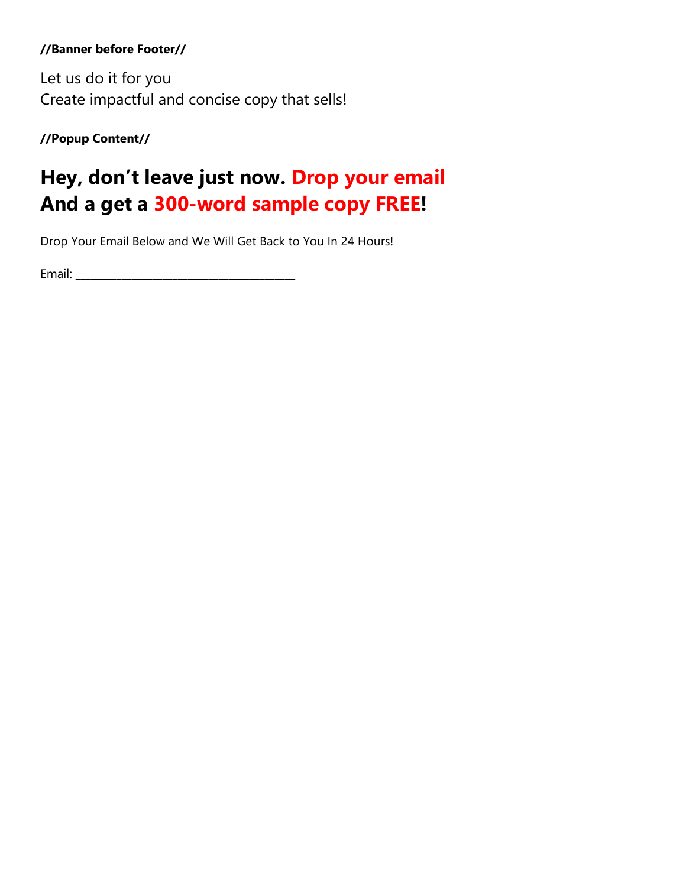**//Banner before Footer//**

Let us do it for you
Create impactful and concise copy that sells!

**//Popup Content//**

## Hey, don't leave just now. Drop your email And a get a 300-word sample copy FREE!

Drop Your Email Below and We Will Get Back to You In 24 Hours!

Email: ________________________________________